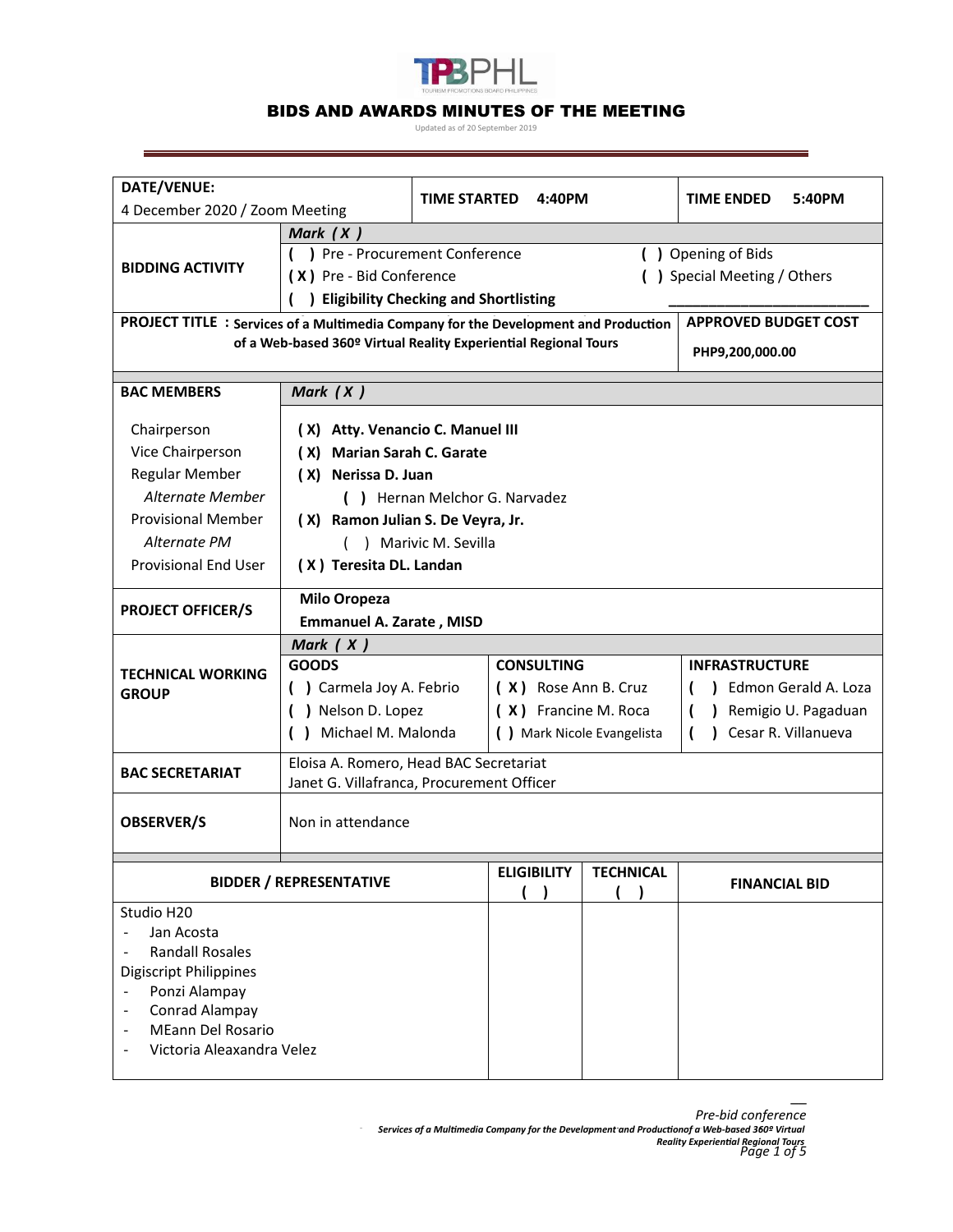TPBPHL

# BIDS AND AWARDS MINUTES OF THE MEETING

Updated as of 20 September 2019

| DATE/VENUE: 4 December 2020 / Zoom Meeting | TIME STARTED 4:40PM | TIME ENDED 5:40PM |
|---|---|---|

**BIDDING ACTIVITY** — *Mark ( X )*

- ( ) Pre - Procurement Conference
- ( X ) Pre - Bid Conference
- ( ) Eligibility Checking and Shortlisting
- ( ) Opening of Bids
- ( ) Special Meeting / Others ______________________

| PROJECT TITLE | APPROVED BUDGET COST |
|---|---|
| Services of a Multimedia Company for the Development and Production of a Web-based 360º Virtual Reality Experiential Regional Tours | PHP9,200,000.00 |

**BAC MEMBERS** — *Mark ( X )*

| | |
|---|---|
| Chairperson | **( X) Atty. Venancio C. Manuel III** |
| Vice Chairperson | **( X) Marian Sarah C. Garate** |
| Regular Member | **( X) Nerissa D. Juan** |
| *Alternate Member* | ( ) Hernan Melchor G. Narvadez |
| Provisional Member | **( X) Ramon Julian S. De Veyra, Jr.** |
| *Alternate PM* | ( ) Marivic M. Sevilla |
| Provisional End User | **( X ) Teresita DL. Landan** |

**PROJECT OFFICER/S**

- Milo Oropeza
- Emmanuel A. Zarate , MISD

**TECHNICAL WORKING GROUP** — *Mark ( X )*

| GOODS | CONSULTING | INFRASTRUCTURE |
|---|---|---|
| ( ) Carmela Joy A. Febrio | ( X ) Rose Ann B. Cruz | ( ) Edmon Gerald A. Loza |
| ( ) Nelson D. Lopez | ( X ) Francine M. Roca | ( ) Remigio U. Pagaduan |
| ( ) Michael M. Malonda | ( ) Mark Nicole Evangelista | ( ) Cesar R. Villanueva |

**BAC SECRETARIAT**

Eloisa A. Romero, Head BAC Secretariat
Janet G. Villafranca, Procurement Officer

**OBSERVER/S**

Non in attendance

| BIDDER / REPRESENTATIVE | ELIGIBILITY ( ) | TECHNICAL ( ) | FINANCIAL BID |
|---|---|---|---|
| Studio H20<br>- Jan Acosta<br>- Randall Rosales<br>Digiscript Philippines<br>- Ponzi Alampay<br>- Conrad Alampay<br>- MEann Del Rosario<br>- Victoria Aleaxandra Velez | | | |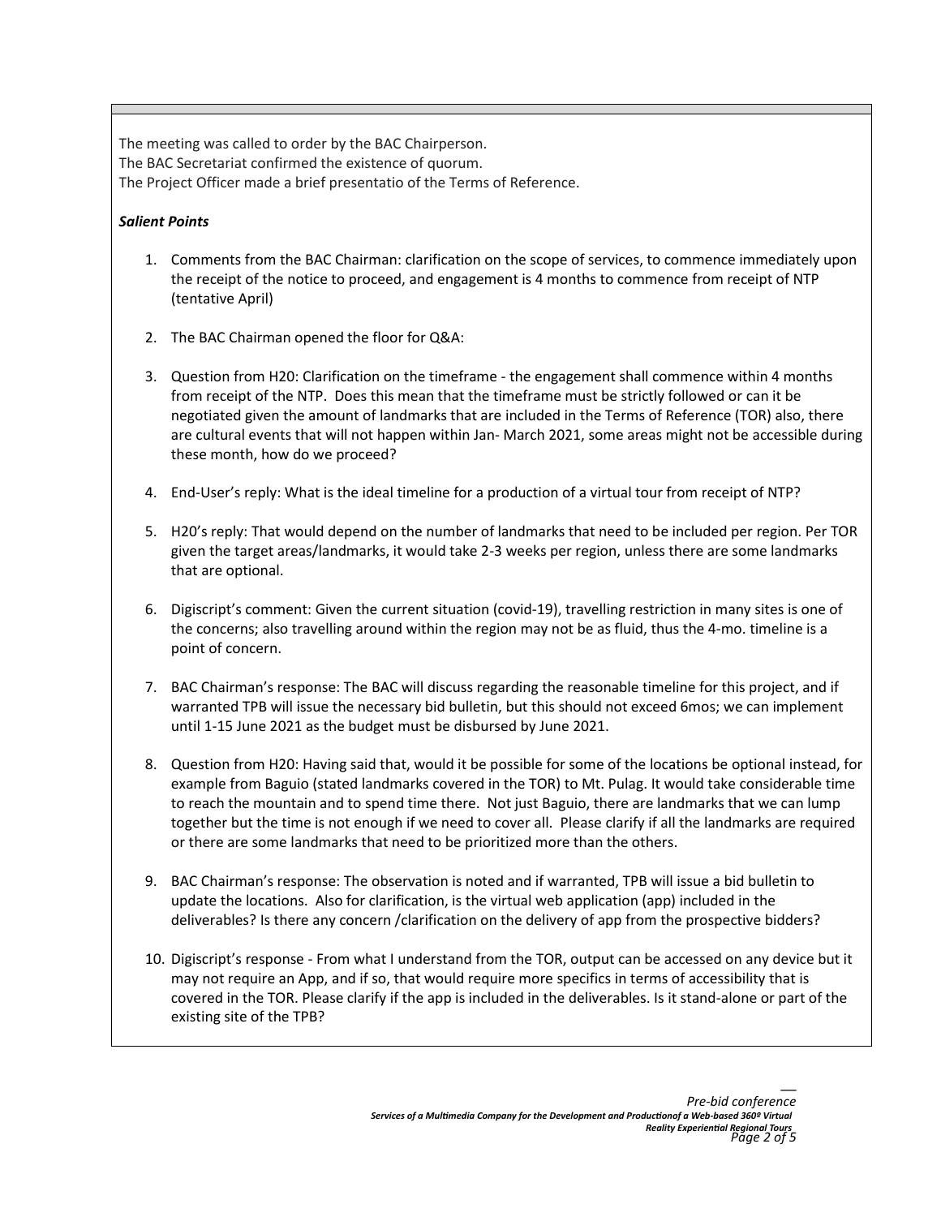The meeting was called to order by the BAC Chairperson.
The BAC Secretariat confirmed the existence of quorum.
The Project Officer made a brief presentatio of the Terms of Reference.

***Salient Points***

1. Comments from the BAC Chairman: clarification on the scope of services, to commence immediately upon the receipt of the notice to proceed, and engagement is 4 months to commence from receipt of NTP (tentative April)

2. The BAC Chairman opened the floor for Q&A:

3. Question from H20: Clarification on the timeframe - the engagement shall commence within 4 months from receipt of the NTP. Does this mean that the timeframe must be strictly followed or can it be negotiated given the amount of landmarks that are included in the Terms of Reference (TOR) also, there are cultural events that will not happen within Jan- March 2021, some areas might not be accessible during these month, how do we proceed?

4. End-User's reply: What is the ideal timeline for a production of a virtual tour from receipt of NTP?

5. H20's reply: That would depend on the number of landmarks that need to be included per region. Per TOR given the target areas/landmarks, it would take 2-3 weeks per region, unless there are some landmarks that are optional.

6. Digiscript's comment: Given the current situation (covid-19), travelling restriction in many sites is one of the concerns; also travelling around within the region may not be as fluid, thus the 4-mo. timeline is a point of concern.

7. BAC Chairman's response: The BAC will discuss regarding the reasonable timeline for this project, and if warranted TPB will issue the necessary bid bulletin, but this should not exceed 6mos; we can implement until 1-15 June 2021 as the budget must be disbursed by June 2021.

8. Question from H20: Having said that, would it be possible for some of the locations be optional instead, for example from Baguio (stated landmarks covered in the TOR) to Mt. Pulag. It would take considerable time to reach the mountain and to spend time there. Not just Baguio, there are landmarks that we can lump together but the time is not enough if we need to cover all. Please clarify if all the landmarks are required or there are some landmarks that need to be prioritized more than the others.

9. BAC Chairman's response: The observation is noted and if warranted, TPB will issue a bid bulletin to update the locations. Also for clarification, is the virtual web application (app) included in the deliverables? Is there any concern /clarification on the delivery of app from the prospective bidders?

10. Digiscript's response - From what I understand from the TOR, output can be accessed on any device but it may not require an App, and if so, that would require more specifics in terms of accessibility that is covered in the TOR. Please clarify if the app is included in the deliverables. Is it stand-alone or part of the existing site of the TPB?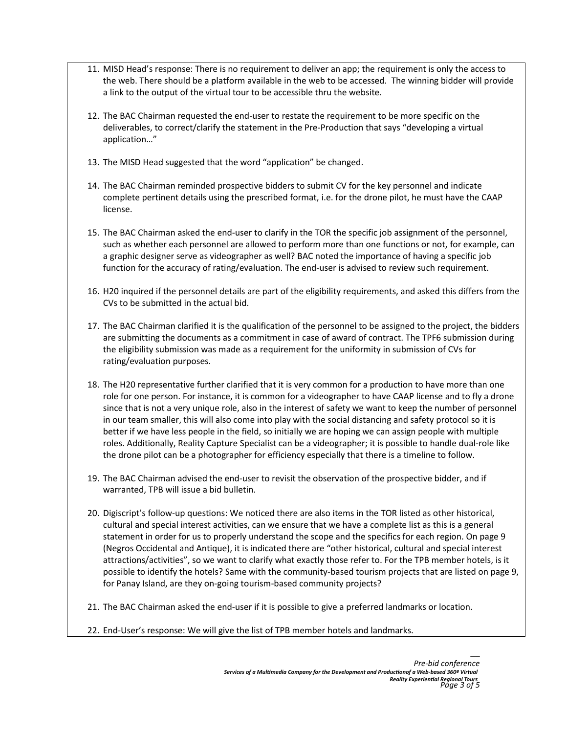11. MISD Head's response: There is no requirement to deliver an app; the requirement is only the access to the web. There should be a platform available in the web to be accessed. The winning bidder will provide a link to the output of the virtual tour to be accessible thru the website.

12. The BAC Chairman requested the end-user to restate the requirement to be more specific on the deliverables, to correct/clarify the statement in the Pre-Production that says "developing a virtual application…"

13. The MISD Head suggested that the word "application" be changed.

14. The BAC Chairman reminded prospective bidders to submit CV for the key personnel and indicate complete pertinent details using the prescribed format, i.e. for the drone pilot, he must have the CAAP license.

15. The BAC Chairman asked the end-user to clarify in the TOR the specific job assignment of the personnel, such as whether each personnel are allowed to perform more than one functions or not, for example, can a graphic designer serve as videographer as well? BAC noted the importance of having a specific job function for the accuracy of rating/evaluation. The end-user is advised to review such requirement.

16. H20 inquired if the personnel details are part of the eligibility requirements, and asked this differs from the CVs to be submitted in the actual bid.

17. The BAC Chairman clarified it is the qualification of the personnel to be assigned to the project, the bidders are submitting the documents as a commitment in case of award of contract. The TPF6 submission during the eligibility submission was made as a requirement for the uniformity in submission of CVs for rating/evaluation purposes.

18. The H20 representative further clarified that it is very common for a production to have more than one role for one person. For instance, it is common for a videographer to have CAAP license and to fly a drone since that is not a very unique role, also in the interest of safety we want to keep the number of personnel in our team smaller, this will also come into play with the social distancing and safety protocol so it is better if we have less people in the field, so initially we are hoping we can assign people with multiple roles. Additionally, Reality Capture Specialist can be a videographer; it is possible to handle dual-role like the drone pilot can be a photographer for efficiency especially that there is a timeline to follow.

19. The BAC Chairman advised the end-user to revisit the observation of the prospective bidder, and if warranted, TPB will issue a bid bulletin.

20. Digiscript's follow-up questions: We noticed there are also items in the TOR listed as other historical, cultural and special interest activities, can we ensure that we have a complete list as this is a general statement in order for us to properly understand the scope and the specifics for each region. On page 9 (Negros Occidental and Antique), it is indicated there are "other historical, cultural and special interest attractions/activities", so we want to clarify what exactly those refer to. For the TPB member hotels, is it possible to identify the hotels? Same with the community-based tourism projects that are listed on page 9, for Panay Island, are they on-going tourism-based community projects?

21. The BAC Chairman asked the end-user if it is possible to give a preferred landmarks or location.

22. End-User's response: We will give the list of TPB member hotels and landmarks.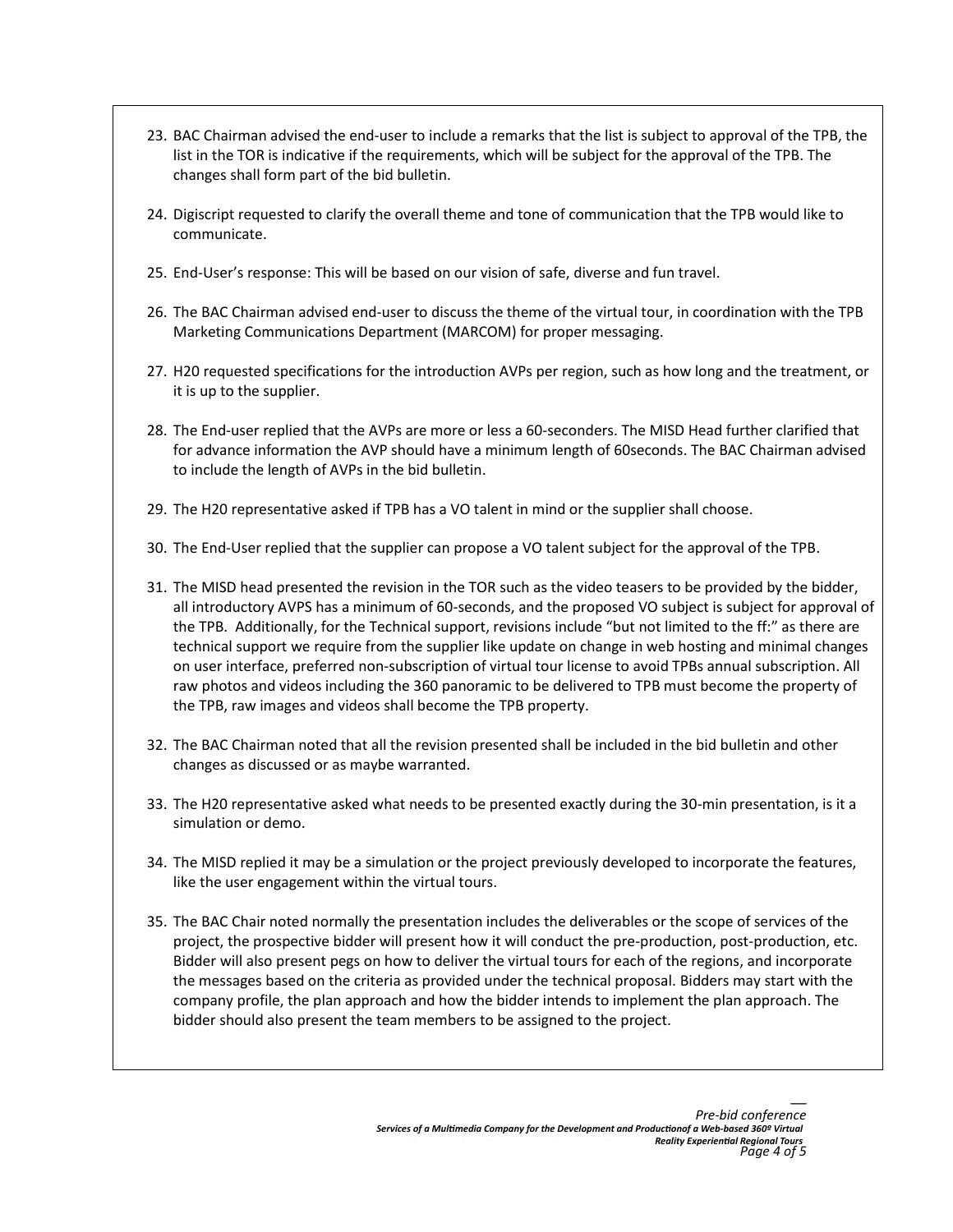23. BAC Chairman advised the end-user to include a remarks that the list is subject to approval of the TPB, the list in the TOR is indicative if the requirements, which will be subject for the approval of the TPB. The changes shall form part of the bid bulletin.

24. Digiscript requested to clarify the overall theme and tone of communication that the TPB would like to communicate.

25. End-User's response: This will be based on our vision of safe, diverse and fun travel.

26. The BAC Chairman advised end-user to discuss the theme of the virtual tour, in coordination with the TPB Marketing Communications Department (MARCOM) for proper messaging.

27. H20 requested specifications for the introduction AVPs per region, such as how long and the treatment, or it is up to the supplier.

28. The End-user replied that the AVPs are more or less a 60-seconders. The MISD Head further clarified that for advance information the AVP should have a minimum length of 60seconds. The BAC Chairman advised to include the length of AVPs in the bid bulletin.

29. The H20 representative asked if TPB has a VO talent in mind or the supplier shall choose.

30. The End-User replied that the supplier can propose a VO talent subject for the approval of the TPB.

31. The MISD head presented the revision in the TOR such as the video teasers to be provided by the bidder, all introductory AVPS has a minimum of 60-seconds, and the proposed VO subject is subject for approval of the TPB. Additionally, for the Technical support, revisions include "but not limited to the ff:" as there are technical support we require from the supplier like update on change in web hosting and minimal changes on user interface, preferred non-subscription of virtual tour license to avoid TPBs annual subscription. All raw photos and videos including the 360 panoramic to be delivered to TPB must become the property of the TPB, raw images and videos shall become the TPB property.

32. The BAC Chairman noted that all the revision presented shall be included in the bid bulletin and other changes as discussed or as maybe warranted.

33. The H20 representative asked what needs to be presented exactly during the 30-min presentation, is it a simulation or demo.

34. The MISD replied it may be a simulation or the project previously developed to incorporate the features, like the user engagement within the virtual tours.

35. The BAC Chair noted normally the presentation includes the deliverables or the scope of services of the project, the prospective bidder will present how it will conduct the pre-production, post-production, etc. Bidder will also present pegs on how to deliver the virtual tours for each of the regions, and incorporate the messages based on the criteria as provided under the technical proposal. Bidders may start with the company profile, the plan approach and how the bidder intends to implement the plan approach. The bidder should also present the team members to be assigned to the project.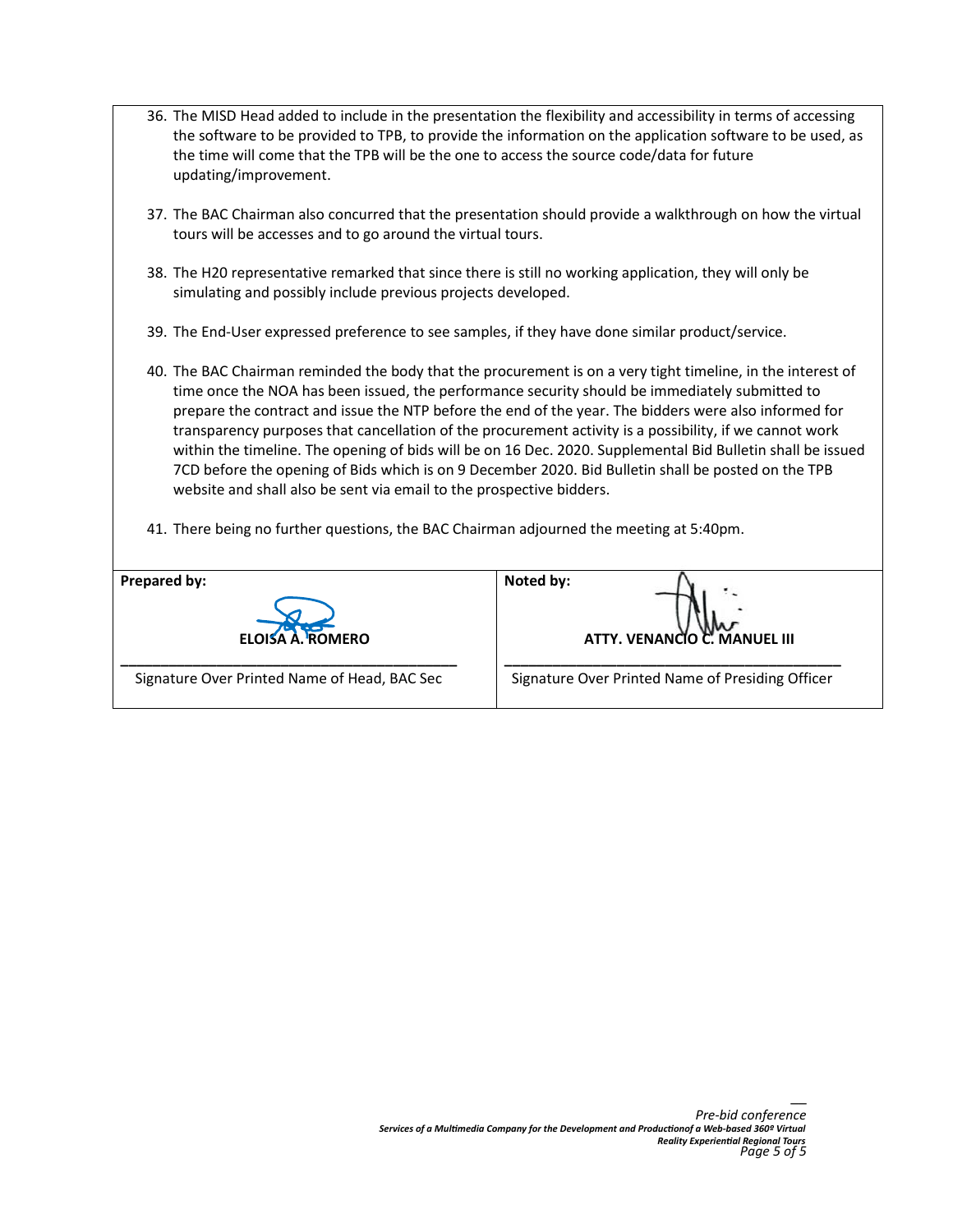36. The MISD Head added to include in the presentation the flexibility and accessibility in terms of accessing the software to be provided to TPB, to provide the information on the application software to be used, as the time will come that the TPB will be the one to access the source code/data for future updating/improvement.

37. The BAC Chairman also concurred that the presentation should provide a walkthrough on how the virtual tours will be accesses and to go around the virtual tours.

38. The H20 representative remarked that since there is still no working application, they will only be simulating and possibly include previous projects developed.

39. The End-User expressed preference to see samples, if they have done similar product/service.

40. The BAC Chairman reminded the body that the procurement is on a very tight timeline, in the interest of time once the NOA has been issued, the performance security should be immediately submitted to prepare the contract and issue the NTP before the end of the year. The bidders were also informed for transparency purposes that cancellation of the procurement activity is a possibility, if we cannot work within the timeline. The opening of bids will be on 16 Dec. 2020. Supplemental Bid Bulletin shall be issued 7CD before the opening of Bids which is on 9 December 2020. Bid Bulletin shall be posted on the TPB website and shall also be sent via email to the prospective bidders.

41. There being no further questions, the BAC Chairman adjourned the meeting at 5:40pm.

| Prepared by: | Noted by: |
|---|---|
| ELOISA A. ROMERO | ATTY. VENANCIO C. MANUEL III |
| Signature Over Printed Name of Head, BAC Sec | Signature Over Printed Name of Presiding Officer |